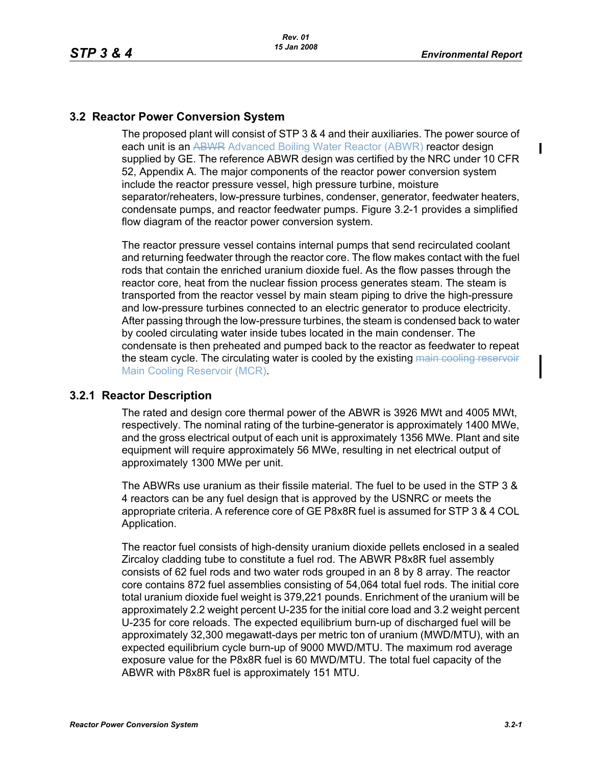## 3.2 Reactor Power Conversion System

The proposed plant will consist of STP 3 & 4 and their auxiliaries. The power source of each unit is an ~~ABWR~~ Advanced Boiling Water Reactor (ABWR) reactor design supplied by GE. The reference ABWR design was certified by the NRC under 10 CFR 52, Appendix A. The major components of the reactor power conversion system include the reactor pressure vessel, high pressure turbine, moisture separator/reheaters, low-pressure turbines, condenser, generator, feedwater heaters, condensate pumps, and reactor feedwater pumps. Figure 3.2-1 provides a simplified flow diagram of the reactor power conversion system.

The reactor pressure vessel contains internal pumps that send recirculated coolant and returning feedwater through the reactor core. The flow makes contact with the fuel rods that contain the enriched uranium dioxide fuel. As the flow passes through the reactor core, heat from the nuclear fission process generates steam. The steam is transported from the reactor vessel by main steam piping to drive the high-pressure and low-pressure turbines connected to an electric generator to produce electricity. After passing through the low-pressure turbines, the steam is condensed back to water by cooled circulating water inside tubes located in the main condenser. The condensate is then preheated and pumped back to the reactor as feedwater to repeat the steam cycle. The circulating water is cooled by the existing ~~main cooling reservoir~~ Main Cooling Reservoir (MCR).

### 3.2.1 Reactor Description

The rated and design core thermal power of the ABWR is 3926 MWt and 4005 MWt, respectively. The nominal rating of the turbine-generator is approximately 1400 MWe, and the gross electrical output of each unit is approximately 1356 MWe. Plant and site equipment will require approximately 56 MWe, resulting in net electrical output of approximately 1300 MWe per unit.

The ABWRs use uranium as their fissile material. The fuel to be used in the STP 3 & 4 reactors can be any fuel design that is approved by the USNRC or meets the appropriate criteria. A reference core of GE P8x8R fuel is assumed for STP 3 & 4 COL Application.

The reactor fuel consists of high-density uranium dioxide pellets enclosed in a sealed Zircaloy cladding tube to constitute a fuel rod. The ABWR P8x8R fuel assembly consists of 62 fuel rods and two water rods grouped in an 8 by 8 array. The reactor core contains 872 fuel assemblies consisting of 54,064 total fuel rods. The initial core total uranium dioxide fuel weight is 379,221 pounds. Enrichment of the uranium will be approximately 2.2 weight percent U-235 for the initial core load and 3.2 weight percent U-235 for core reloads. The expected equilibrium burn-up of discharged fuel will be approximately 32,300 megawatt-days per metric ton of uranium (MWD/MTU), with an expected equilibrium cycle burn-up of 9000 MWD/MTU. The maximum rod average exposure value for the P8x8R fuel is 60 MWD/MTU. The total fuel capacity of the ABWR with P8x8R fuel is approximately 151 MTU.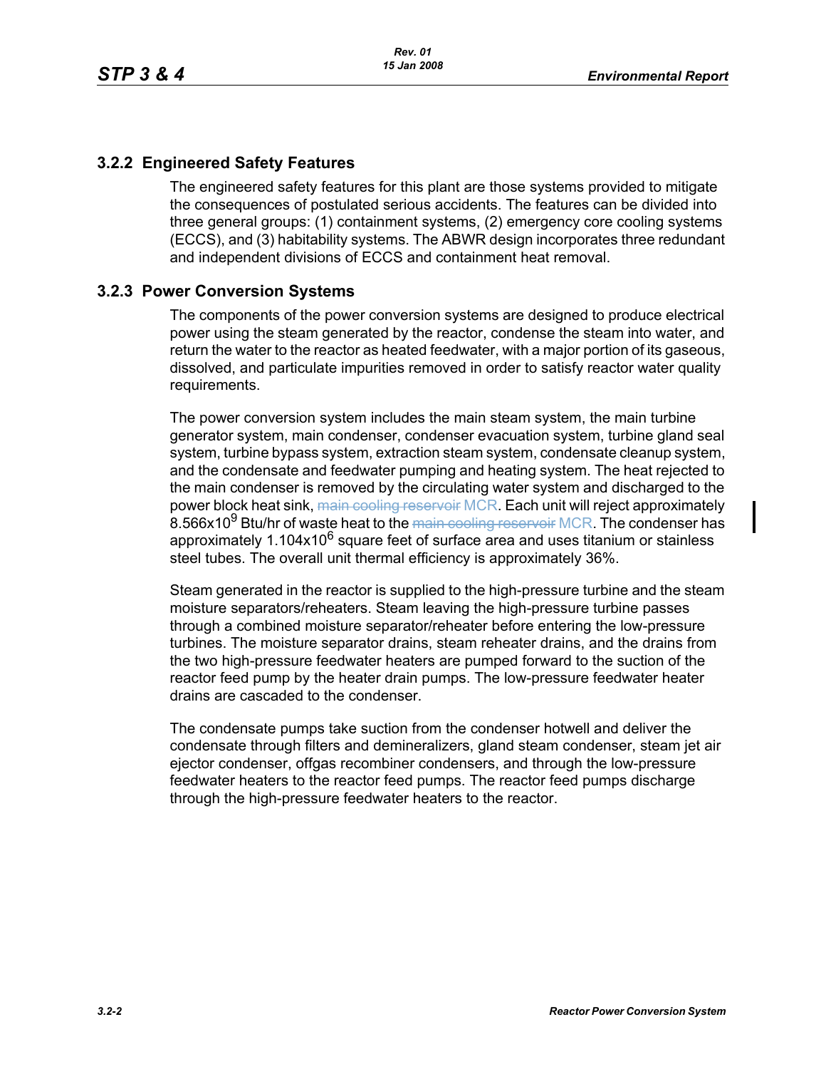## 3.2.2 Engineered Safety Features

The engineered safety features for this plant are those systems provided to mitigate the consequences of postulated serious accidents. The features can be divided into three general groups: (1) containment systems, (2) emergency core cooling systems (ECCS), and (3) habitability systems. The ABWR design incorporates three redundant and independent divisions of ECCS and containment heat removal.

## 3.2.3 Power Conversion Systems

The components of the power conversion systems are designed to produce electrical power using the steam generated by the reactor, condense the steam into water, and return the water to the reactor as heated feedwater, with a major portion of its gaseous, dissolved, and particulate impurities removed in order to satisfy reactor water quality requirements.

The power conversion system includes the main steam system, the main turbine generator system, main condenser, condenser evacuation system, turbine gland seal system, turbine bypass system, extraction steam system, condensate cleanup system, and the condensate and feedwater pumping and heating system. The heat rejected to the main condenser is removed by the circulating water system and discharged to the power block heat sink, ~~main cooling reservoir~~ MCR. Each unit will reject approximately $8.566 \times 10^9$ Btu/hr of waste heat to the ~~main cooling reservoir~~ MCR. The condenser has approximately $1.104 \times 10^6$ square feet of surface area and uses titanium or stainless steel tubes. The overall unit thermal efficiency is approximately 36%.

Steam generated in the reactor is supplied to the high-pressure turbine and the steam moisture separators/reheaters. Steam leaving the high-pressure turbine passes through a combined moisture separator/reheater before entering the low-pressure turbines. The moisture separator drains, steam reheater drains, and the drains from the two high-pressure feedwater heaters are pumped forward to the suction of the reactor feed pump by the heater drain pumps. The low-pressure feedwater heater drains are cascaded to the condenser.

The condensate pumps take suction from the condenser hotwell and deliver the condensate through filters and demineralizers, gland steam condenser, steam jet air ejector condenser, offgas recombiner condensers, and through the low-pressure feedwater heaters to the reactor feed pumps. The reactor feed pumps discharge through the high-pressure feedwater heaters to the reactor.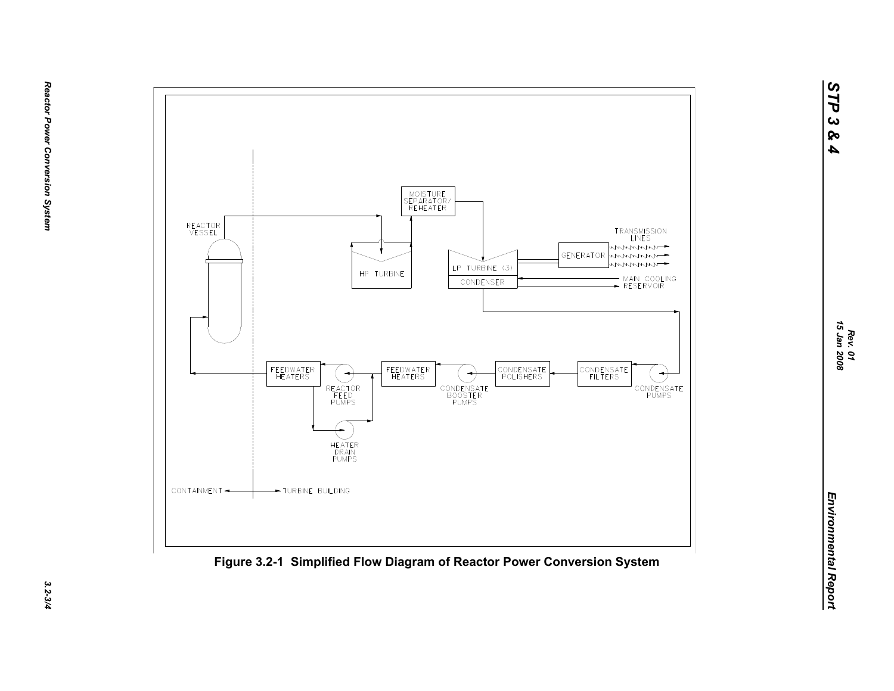REACTOR VESSEL

MOISTURE SEPARATOR/ REHEATER

HP TURBINE

LP TURBINE (3)

CONDENSER

GENERATOR

TRANSMISSION LINES

MAIN COOLING RESERVOIR

FEEDWATER HEATERS

REACTOR FEED PUMPS

FEEDWATER HEATERS

CONDENSATE BOOSTER PUMPS

CONDENSATE POLISHERS

CONDENSATE FILTERS

CONDENSATE PUMPS

HEATER DRAIN PUMPS

CONTAINMENT

TURBINE BUILDING

Figure 3.2-1 Simplified Flow Diagram of Reactor Power Conversion System